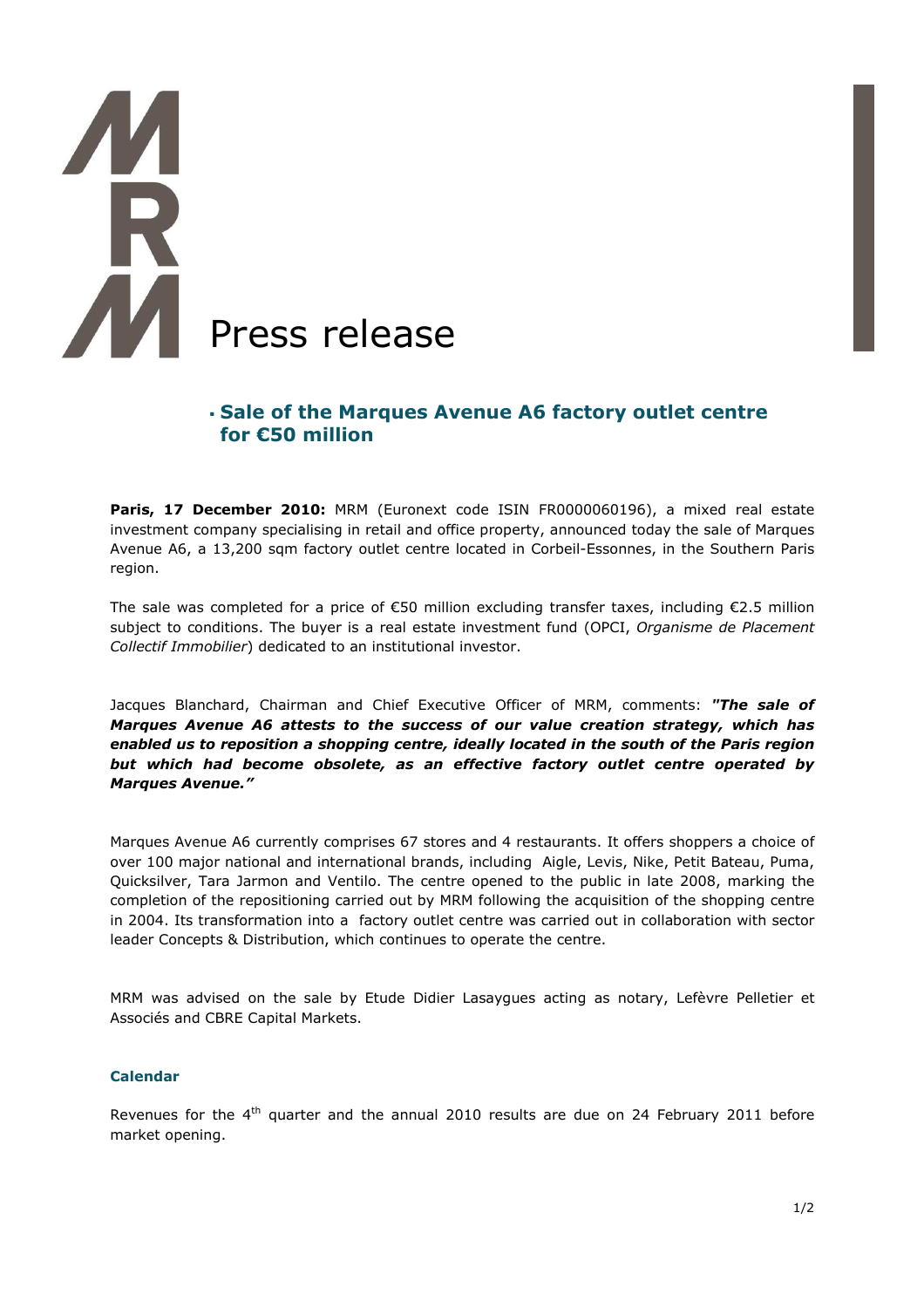# Press release

## Sale of the Marques Avenue A6 factory outlet centre for €50 million

**Paris, 17 December 2010:** MRM (Euronext code ISIN FR0000060196), a mixed real estate investment company specialising in retail and office property, announced today the sale of Marques Avenue A6, a 13,200 sqm factory outlet centre located in Corbeil-Essonnes, in the Southern Paris region.

The sale was completed for a price of €50 million excluding transfer taxes, including €2.5 million subject to conditions. The buyer is a real estate investment fund (OPCI, *Organisme de Placement Collectif Immobilier*) dedicated to an institutional investor.

Jacques Blanchard, Chairman and Chief Executive Officer of MRM, comments: ***"The sale of Marques Avenue A6 attests to the success of our value creation strategy, which has enabled us to reposition a shopping centre, ideally located in the south of the Paris region but which had become obsolete, as an effective factory outlet centre operated by Marques Avenue."***

Marques Avenue A6 currently comprises 67 stores and 4 restaurants. It offers shoppers a choice of over 100 major national and international brands, including Aigle, Levis, Nike, Petit Bateau, Puma, Quicksilver, Tara Jarmon and Ventilo. The centre opened to the public in late 2008, marking the completion of the repositioning carried out by MRM following the acquisition of the shopping centre in 2004. Its transformation into a factory outlet centre was carried out in collaboration with sector leader Concepts & Distribution, which continues to operate the centre.

MRM was advised on the sale by Etude Didier Lasaygues acting as notary, Lefèvre Pelletier et Associés and CBRE Capital Markets.

### Calendar

Revenues for the 4th quarter and the annual 2010 results are due on 24 February 2011 before market opening.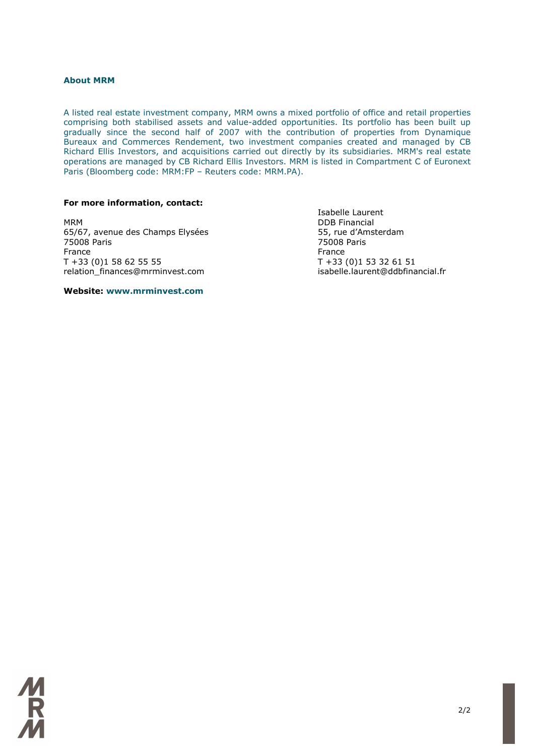## About MRM

A listed real estate investment company, MRM owns a mixed portfolio of office and retail properties comprising both stabilised assets and value-added opportunities. Its portfolio has been built up gradually since the second half of 2007 with the contribution of properties from Dynamique Bureaux and Commerces Rendement, two investment companies created and managed by CB Richard Ellis Investors, and acquisitions carried out directly by its subsidiaries. MRM's real estate operations are managed by CB Richard Ellis Investors. MRM is listed in Compartment C of Euronext Paris (Bloomberg code: MRM:FP – Reuters code: MRM.PA).

**For more information, contact:**

MRM
65/67, avenue des Champs Elysées
75008 Paris
France
T +33 (0)1 58 62 55 55
relation_finances@mrminvest.com

Isabelle Laurent
DDB Financial
55, rue d'Amsterdam
75008 Paris
France
T +33 (0)1 53 32 61 51
isabelle.laurent@ddbfinancial.fr

**Website: www.mrminvest.com**